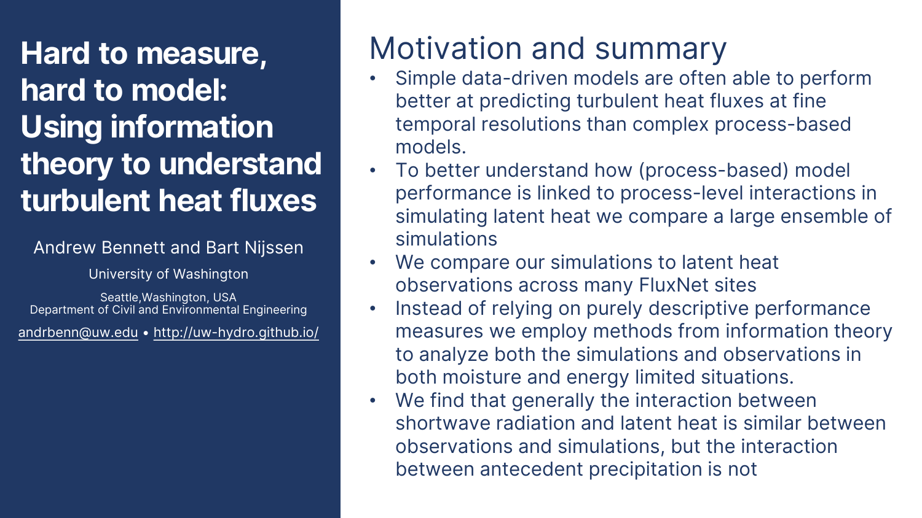# Hard to measure, hard to model: Using information theory to understand turbulent heat fluxes

Andrew Bennett and Bart Nijssen

University of Washington

Seattle,Washington, USA
Department of Civil and Environmental Engineering

andrbenn@uw.edu • http://uw-hydro.github.io/

## Motivation and summary

- Simple data-driven models are often able to perform better at predicting turbulent heat fluxes at fine temporal resolutions than complex process-based models.
- To better understand how (process-based) model performance is linked to process-level interactions in simulating latent heat we compare a large ensemble of simulations
- We compare our simulations to latent heat observations across many FluxNet sites
- Instead of relying on purely descriptive performance measures we employ methods from information theory to analyze both the simulations and observations in both moisture and energy limited situations.
- We find that generally the interaction between shortwave radiation and latent heat is similar between observations and simulations, but the interaction between antecedent precipitation is not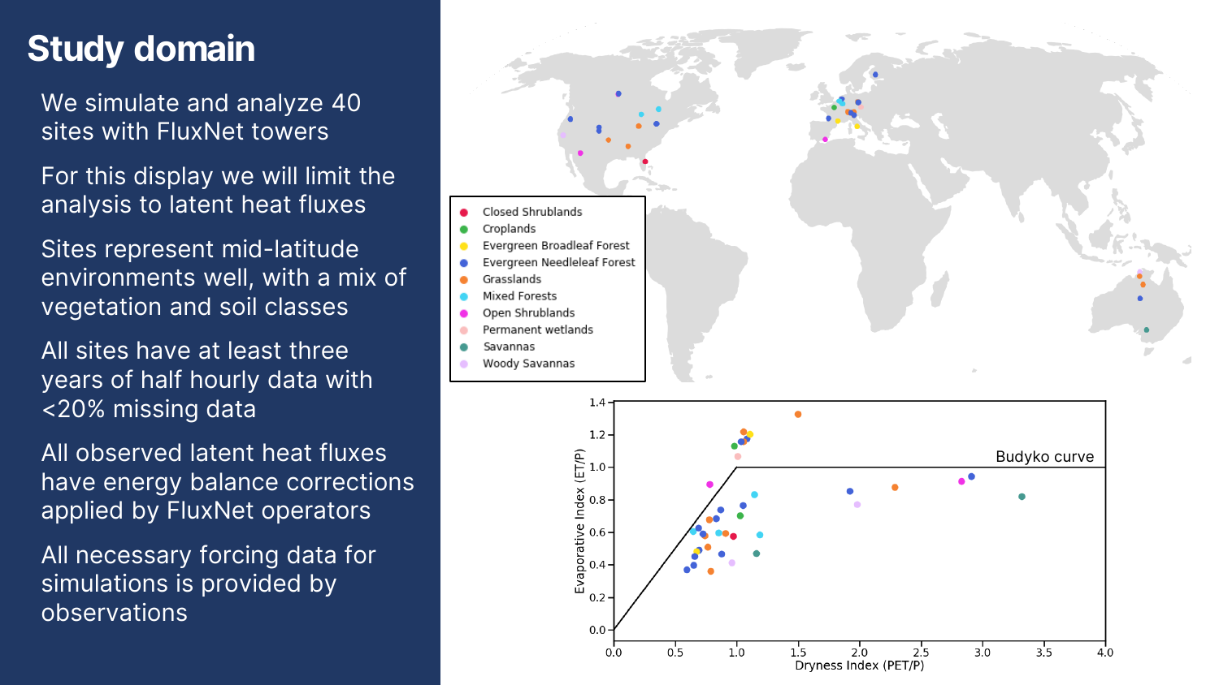# Study domain

We simulate and analyze 40 sites with FluxNet towers

For this display we will limit the analysis to latent heat fluxes

Sites represent mid-latitude environments well, with a mix of vegetation and soil classes

All sites have at least three years of half hourly data with <20% missing data

All observed latent heat fluxes have energy balance corrections applied by FluxNet operators

All necessary forcing data for simulations is provided by observations

Closed Shrublands
Croplands
Evergreen Broadleaf Forest
Evergreen Needleleaf Forest
Grasslands
Mixed Forests
Open Shrublands
Permanent wetlands
Savannas
Woody Savannas

Budyko curve

Evaporative Index (ET/P)

Dryness Index (PET/P)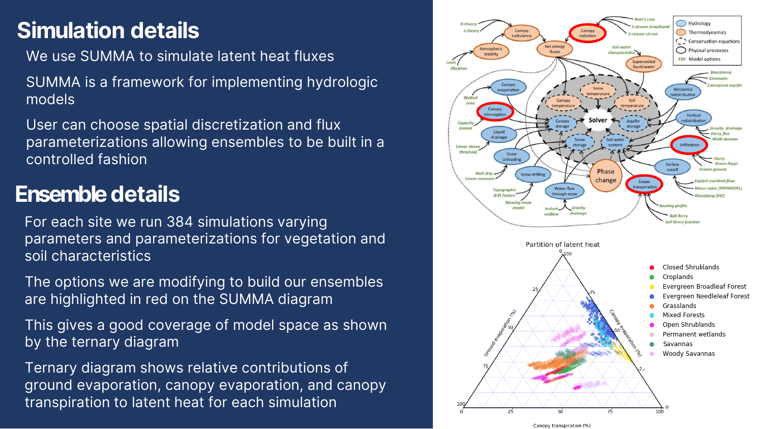# Simulation details

We use SUMMA to simulate latent heat fluxes

SUMMA is a framework for implementing hydrologic models

User can choose spatial discretization and flux parameterizations allowing ensembles to be built in a controlled fashion

# Ensemble details

For each site we run 384 simulations varying parameters and parameterizations for vegetation and soil characteristics

The options we are modifying to build our ensembles are highlighted in red on the SUMMA diagram

This gives a good coverage of model space as shown by the ternary diagram

Ternary diagram shows relative contributions of ground evaporation, canopy evaporation, and canopy transpiration to latent heat for each simulation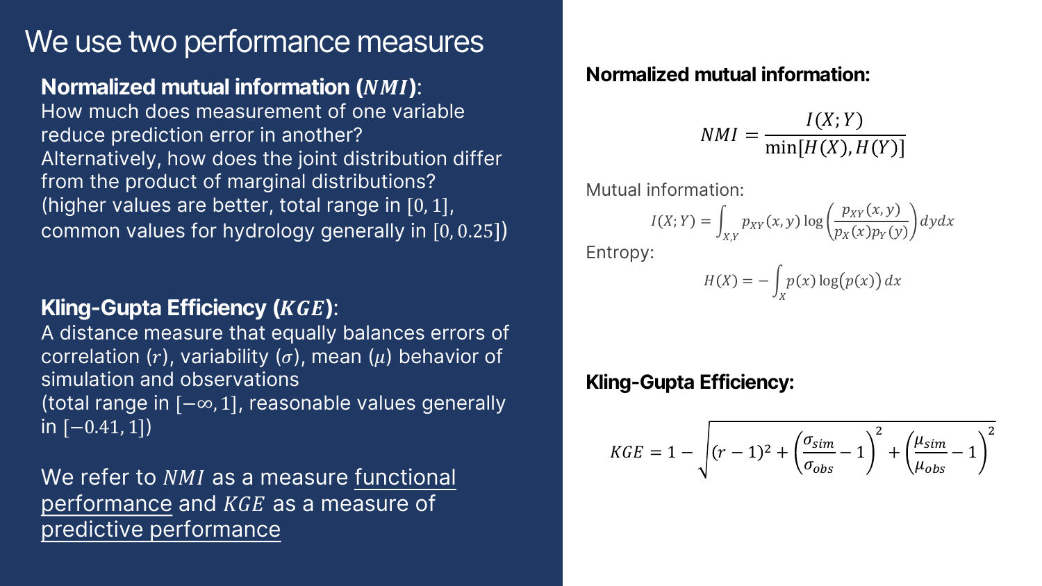# We use two performance measures

**Normalized mutual information ($NMI$)**:
How much does measurement of one variable reduce prediction error in another?
Alternatively, how does the joint distribution differ from the product of marginal distributions?
(higher values are better, total range in $[0, 1]$, common values for hydrology generally in $[0, 0.25]$)

**Kling-Gupta Efficiency ($KGE$)**:
A distance measure that equally balances errors of correlation ($r$), variability ($\sigma$), mean ($\mu$) behavior of simulation and observations
(total range in $[-\infty, 1]$, reasonable values generally in $[-0.41, 1]$)

We refer to $NMI$ as a measure functional performance and $KGE$ as a measure of predictive performance

**Normalized mutual information:**

$$NMI = \frac{I(X;Y)}{\min[H(X), H(Y)]}$$

Mutual information:

$$I(X;Y) = \int_{X,Y} p_{XY}(x,y) \log\left(\frac{p_{XY}(x,y)}{p_X(x) p_Y(y)}\right) dy dx$$

Entropy:

$$H(X) = -\int_X p(x) \log\big(p(x)\big)\, dx$$

**Kling-Gupta Efficiency:**

$$KGE = 1 - \sqrt{(r-1)^2 + \left(\frac{\sigma_{sim}}{\sigma_{obs}} - 1\right)^2 + \left(\frac{\mu_{sim}}{\mu_{obs}} - 1\right)^2}$$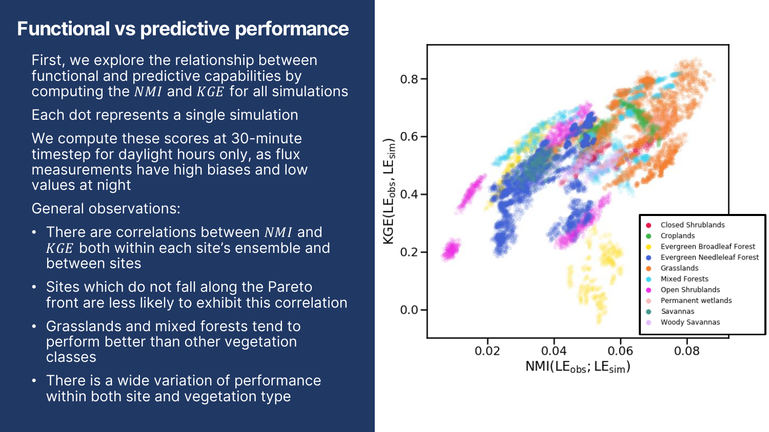# Functional vs predictive performance

First, we explore the relationship between functional and predictive capabilities by computing the $NMI$ and $KGE$ for all simulations

Each dot represents a single simulation

We compute these scores at 30-minute timestep for daylight hours only, as flux measurements have high biases and low values at night

General observations:

- There are correlations between $NMI$ and $KGE$ both within each site's ensemble and between sites
- Sites which do not fall along the Pareto front are less likely to exhibit this correlation
- Grasslands and mixed forests tend to perform better than other vegetation classes
- There is a wide variation of performance within both site and vegetation type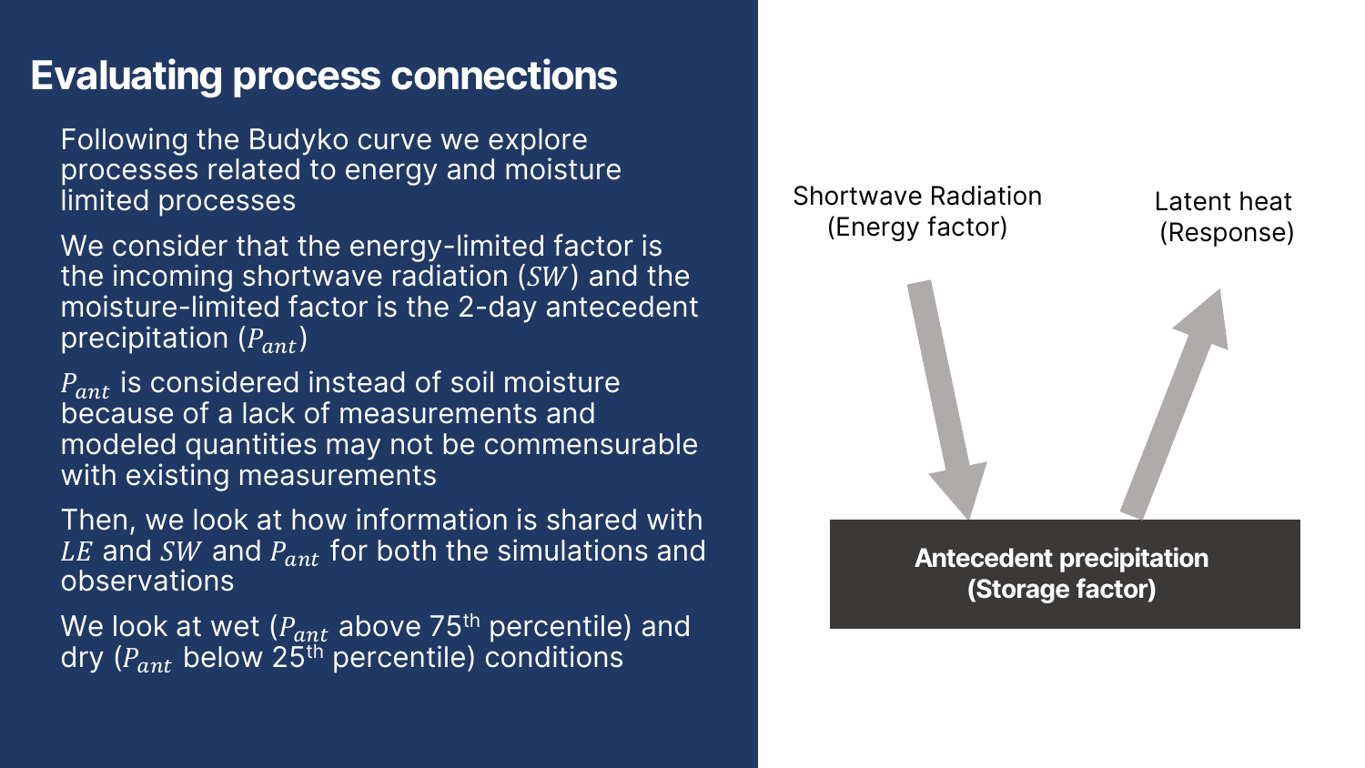# Evaluating process connections

- Following the Budyko curve we explore processes related to energy and moisture limited processes
- We consider that the energy-limited factor is the incoming shortwave radiation ($SW$) and the moisture-limited factor is the 2-day antecedent precipitation ($P_{ant}$)
- $P_{ant}$ is considered instead of soil moisture because of a lack of measurements and modeled quantities may not be commensurable with existing measurements
- Then, we look at how information is shared with $LE$ and $SW$ and $P_{ant}$ for both the simulations and observations
- We look at wet ($P_{ant}$ above 75$^{th}$ percentile) and dry ($P_{ant}$ below 25$^{th}$ percentile) conditions

Shortwave Radiation (Energy factor)

Latent heat (Response)

**Antecedent precipitation (Storage factor)**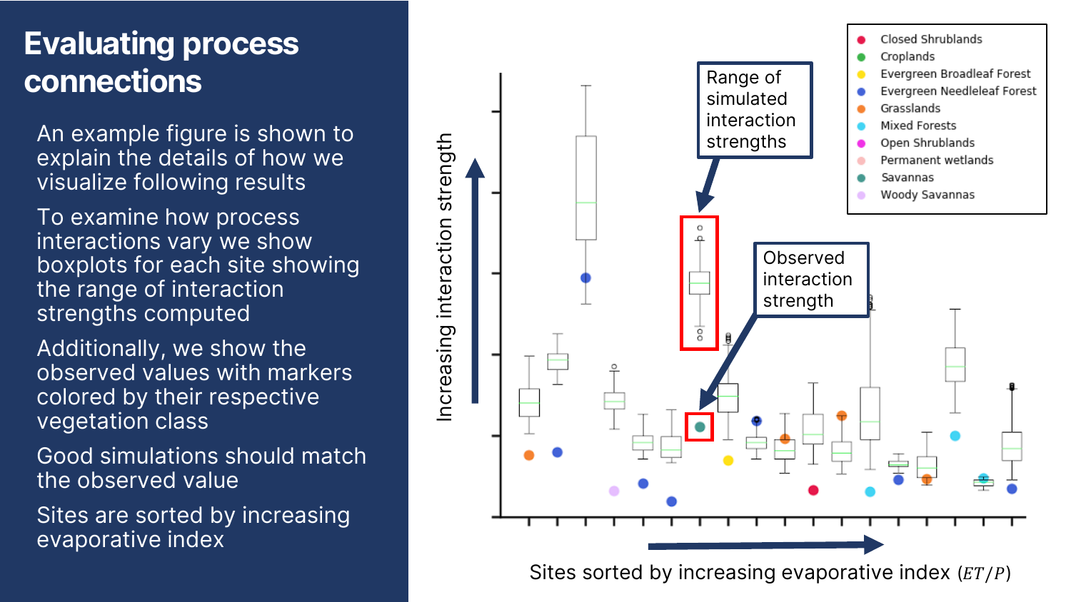# Evaluating process connections

- An example figure is shown to explain the details of how we visualize following results
- To examine how process interactions vary we show boxplots for each site showing the range of interaction strengths computed
- Additionally, we show the observed values with markers colored by their respective vegetation class
- Good simulations should match the observed value
- Sites are sorted by increasing evaporative index

Range of simulated interaction strengths

Observed interaction strength

Closed Shrublands
Croplands
Evergreen Broadleaf Forest
Evergreen Needleleaf Forest
Grasslands
Mixed Forests
Open Shrublands
Permanent wetlands
Savannas
Woody Savannas

Increasing interaction strength

Sites sorted by increasing evaporative index ($ET/P$)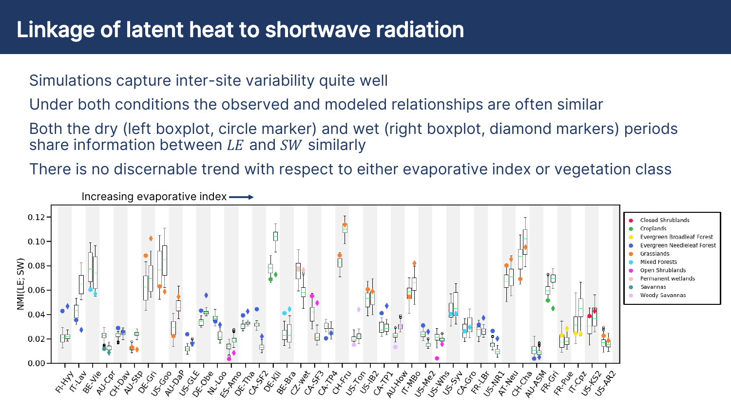# Linkage of latent heat to shortwave radiation

- Simulations capture inter-site variability quite well
- Under both conditions the observed and modeled relationships are often similar
- Both the dry (left boxplot, circle marker) and wet (right boxplot, diamond markers) periods share information between $LE$ and $SW$ similarly
- There is no discernable trend with respect to either evaporative index or vegetation class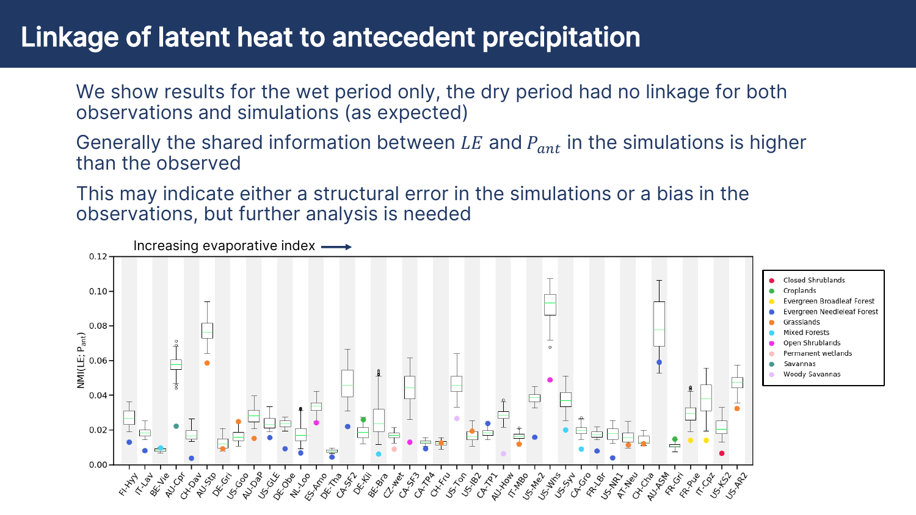# Linkage of latent heat to antecedent precipitation

We show results for the wet period only, the dry period had no linkage for both observations and simulations (as expected)

Generally the shared information between $LE$ and $P_{ant}$ in the simulations is higher than the observed

This may indicate either a structural error in the simulations or a bias in the observations, but further analysis is needed

Increasing evaporative index ⟶

NMI(LE; $P_{ant}$)

FI-Hyy, IT-Lav, BE-Vie, AU-Cpr, CH-Dav, AU-Stp, DE-Gri, US-Goo, AU-DaP, US-GLE, DE-Obe, NL-Loo, ES-Amo, DE-Tha, CA-SF2, DE-Kli, BE-Bra, CZ-wet, CA-SF3, CA-TP4, CH-Fru, US-Ton, US-IB2, CA-TP1, AU-How, IT-MBo, US-Me2, US-Whs, US-Syv, CA-Gro, FR-LBr, US-NR1, AT-Neu, CH-Cha, AU-ASM, FR-Gri, FR-Pue, IT-Cpz, US-KS2, US-AR2

Closed Shrublands, Croplands, Evergreen Broadleaf Forest, Evergreen Needleleaf Forest, Grasslands, Mixed Forests, Open Shrublands, Permanent wetlands, Savannas, Woody Savannas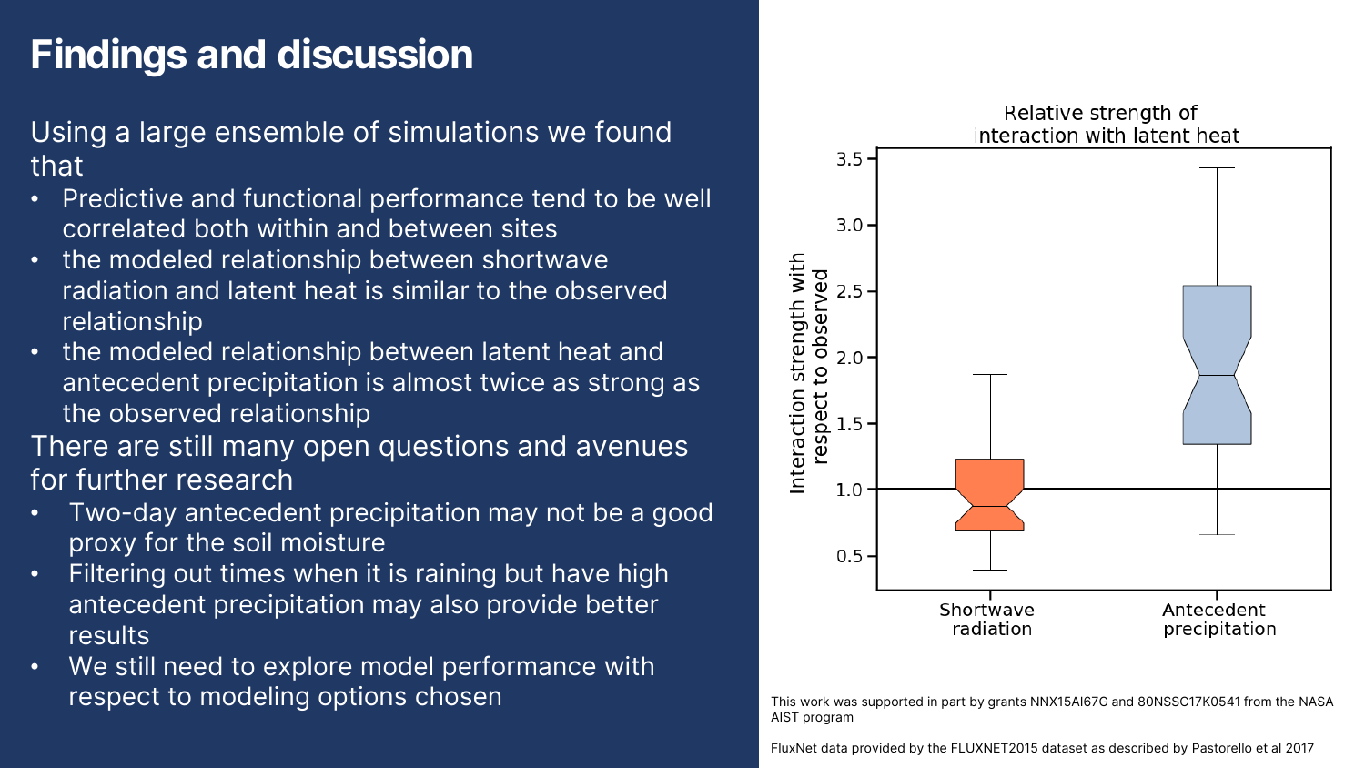# Findings and discussion

Using a large ensemble of simulations we found that

- Predictive and functional performance tend to be well correlated both within and between sites
- the modeled relationship between shortwave radiation and latent heat is similar to the observed relationship
- the modeled relationship between latent heat and antecedent precipitation is almost twice as strong as the observed relationship

There are still many open questions and avenues for further research

- Two-day antecedent precipitation may not be a good proxy for the soil moisture
- Filtering out times when it is raining but have high antecedent precipitation may also provide better results
- We still need to explore model performance with respect to modeling options chosen

Relative strength of interaction with latent heat

Interaction strength with respect to observed

3.5
3.0
2.5
2.0
1.5
1.0
0.5

Shortwave radiation

Antecedent precipitation

This work was supported in part by grants NNX15AI67G and 80NSSC17K0541 from the NASA AIST program

FluxNet data provided by the FLUXNET2015 dataset as described by Pastorello et al 2017